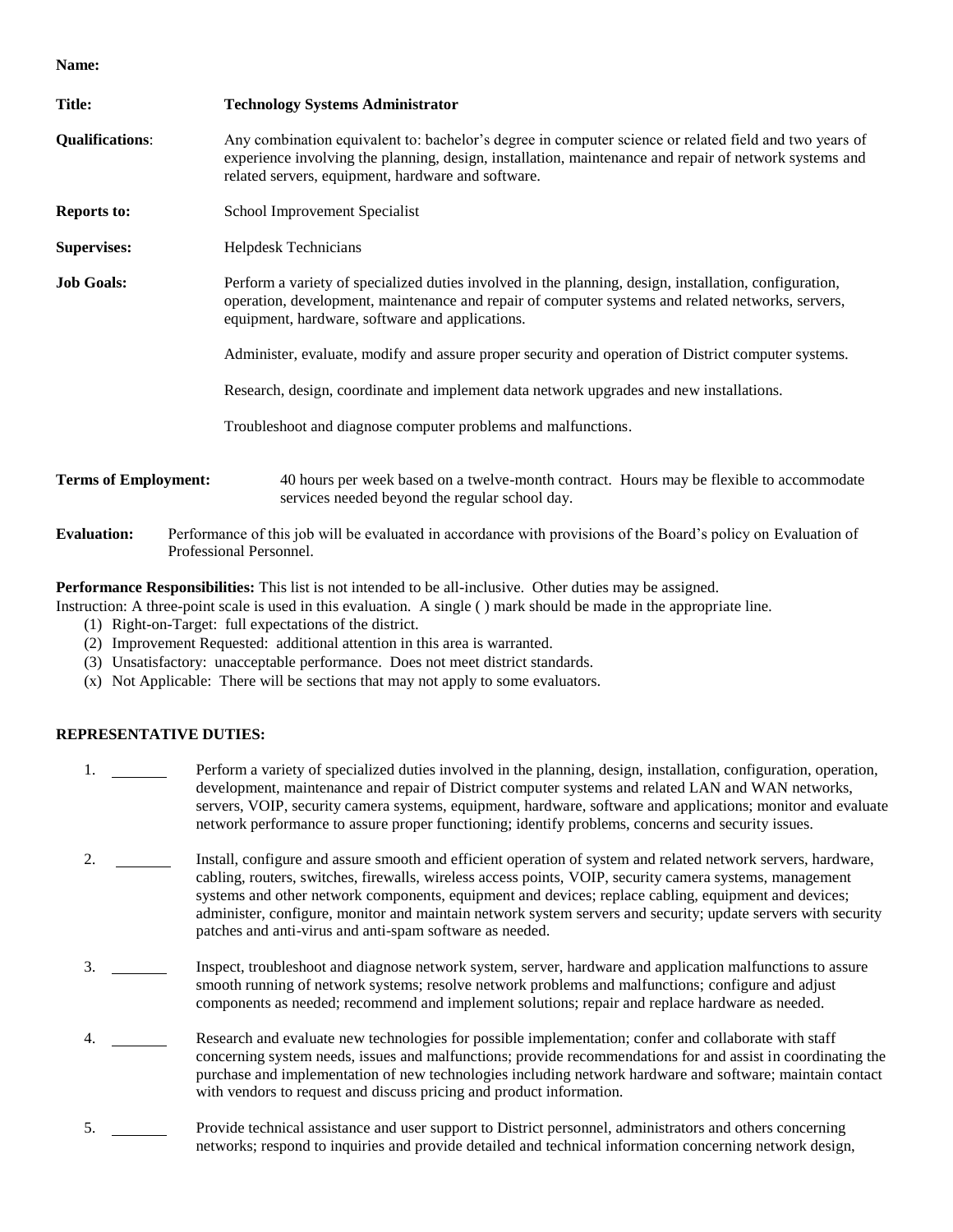**Name:**

**Title:** **Technology Systems Administrator**

**Qualifications**: Any combination equivalent to: bachelor's degree in computer science or related field and two years of experience involving the planning, design, installation, maintenance and repair of network systems and related servers, equipment, hardware and software.

**Reports to:** School Improvement Specialist

**Supervises:** Helpdesk Technicians

**Job Goals:** Perform a variety of specialized duties involved in the planning, design, installation, configuration, operation, development, maintenance and repair of computer systems and related networks, servers, equipment, hardware, software and applications.

Administer, evaluate, modify and assure proper security and operation of District computer systems.

Research, design, coordinate and implement data network upgrades and new installations.

Troubleshoot and diagnose computer problems and malfunctions.

**Terms of Employment:** 40 hours per week based on a twelve-month contract. Hours may be flexible to accommodate services needed beyond the regular school day.

**Evaluation:** Performance of this job will be evaluated in accordance with provisions of the Board's policy on Evaluation of Professional Personnel.

**Performance Responsibilities:** This list is not intended to be all-inclusive. Other duties may be assigned.
Instruction: A three-point scale is used in this evaluation. A single ( ) mark should be made in the appropriate line.

(1) Right-on-Target: full expectations of the district.
(2) Improvement Requested: additional attention in this area is warranted.
(3) Unsatisfactory: unacceptable performance. Does not meet district standards.
(x) Not Applicable: There will be sections that may not apply to some evaluators.

**REPRESENTATIVE DUTIES:**

1. _______ Perform a variety of specialized duties involved in the planning, design, installation, configuration, operation, development, maintenance and repair of District computer systems and related LAN and WAN networks, servers, VOIP, security camera systems, equipment, hardware, software and applications; monitor and evaluate network performance to assure proper functioning; identify problems, concerns and security issues.

2. _______ Install, configure and assure smooth and efficient operation of system and related network servers, hardware, cabling, routers, switches, firewalls, wireless access points, VOIP, security camera systems, management systems and other network components, equipment and devices; replace cabling, equipment and devices; administer, configure, monitor and maintain network system servers and security; update servers with security patches and anti-virus and anti-spam software as needed.

3. _______ Inspect, troubleshoot and diagnose network system, server, hardware and application malfunctions to assure smooth running of network systems; resolve network problems and malfunctions; configure and adjust components as needed; recommend and implement solutions; repair and replace hardware as needed.

4. _______ Research and evaluate new technologies for possible implementation; confer and collaborate with staff concerning system needs, issues and malfunctions; provide recommendations for and assist in coordinating the purchase and implementation of new technologies including network hardware and software; maintain contact with vendors to request and discuss pricing and product information.

5. _______ Provide technical assistance and user support to District personnel, administrators and others concerning networks; respond to inquiries and provide detailed and technical information concerning network design,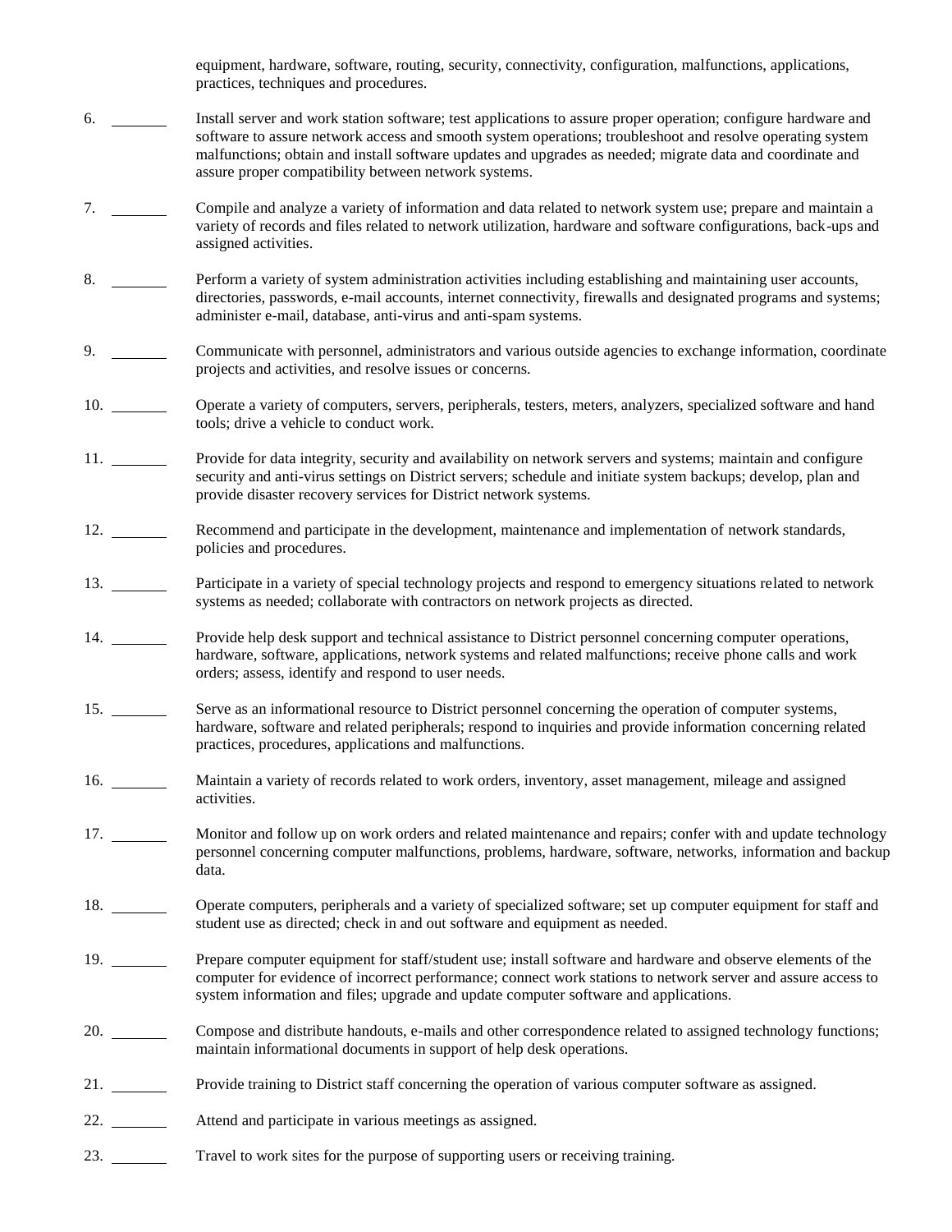equipment, hardware, software, routing, security, connectivity, configuration, malfunctions, applications, practices, techniques and procedures.

6. _______ Install server and work station software; test applications to assure proper operation; configure hardware and software to assure network access and smooth system operations; troubleshoot and resolve operating system malfunctions; obtain and install software updates and upgrades as needed; migrate data and coordinate and assure proper compatibility between network systems.

7. _______ Compile and analyze a variety of information and data related to network system use; prepare and maintain a variety of records and files related to network utilization, hardware and software configurations, back-ups and assigned activities.

8. _______ Perform a variety of system administration activities including establishing and maintaining user accounts, directories, passwords, e-mail accounts, internet connectivity, firewalls and designated programs and systems; administer e-mail, database, anti-virus and anti-spam systems.

9. _______ Communicate with personnel, administrators and various outside agencies to exchange information, coordinate projects and activities, and resolve issues or concerns.

10. _______ Operate a variety of computers, servers, peripherals, testers, meters, analyzers, specialized software and hand tools; drive a vehicle to conduct work.

11. _______ Provide for data integrity, security and availability on network servers and systems; maintain and configure security and anti-virus settings on District servers; schedule and initiate system backups; develop, plan and provide disaster recovery services for District network systems.

12. _______ Recommend and participate in the development, maintenance and implementation of network standards, policies and procedures.

13. _______ Participate in a variety of special technology projects and respond to emergency situations related to network systems as needed; collaborate with contractors on network projects as directed.

14. _______ Provide help desk support and technical assistance to District personnel concerning computer operations, hardware, software, applications, network systems and related malfunctions; receive phone calls and work orders; assess, identify and respond to user needs.

15. _______ Serve as an informational resource to District personnel concerning the operation of computer systems, hardware, software and related peripherals; respond to inquiries and provide information concerning related practices, procedures, applications and malfunctions.

16. _______ Maintain a variety of records related to work orders, inventory, asset management, mileage and assigned activities.

17. _______ Monitor and follow up on work orders and related maintenance and repairs; confer with and update technology personnel concerning computer malfunctions, problems, hardware, software, networks, information and backup data.

18. _______ Operate computers, peripherals and a variety of specialized software; set up computer equipment for staff and student use as directed; check in and out software and equipment as needed.

19. _______ Prepare computer equipment for staff/student use; install software and hardware and observe elements of the computer for evidence of incorrect performance; connect work stations to network server and assure access to system information and files; upgrade and update computer software and applications.

20. _______ Compose and distribute handouts, e-mails and other correspondence related to assigned technology functions; maintain informational documents in support of help desk operations.

21. _______ Provide training to District staff concerning the operation of various computer software as assigned.

22. _______ Attend and participate in various meetings as assigned.

23. _______ Travel to work sites for the purpose of supporting users or receiving training.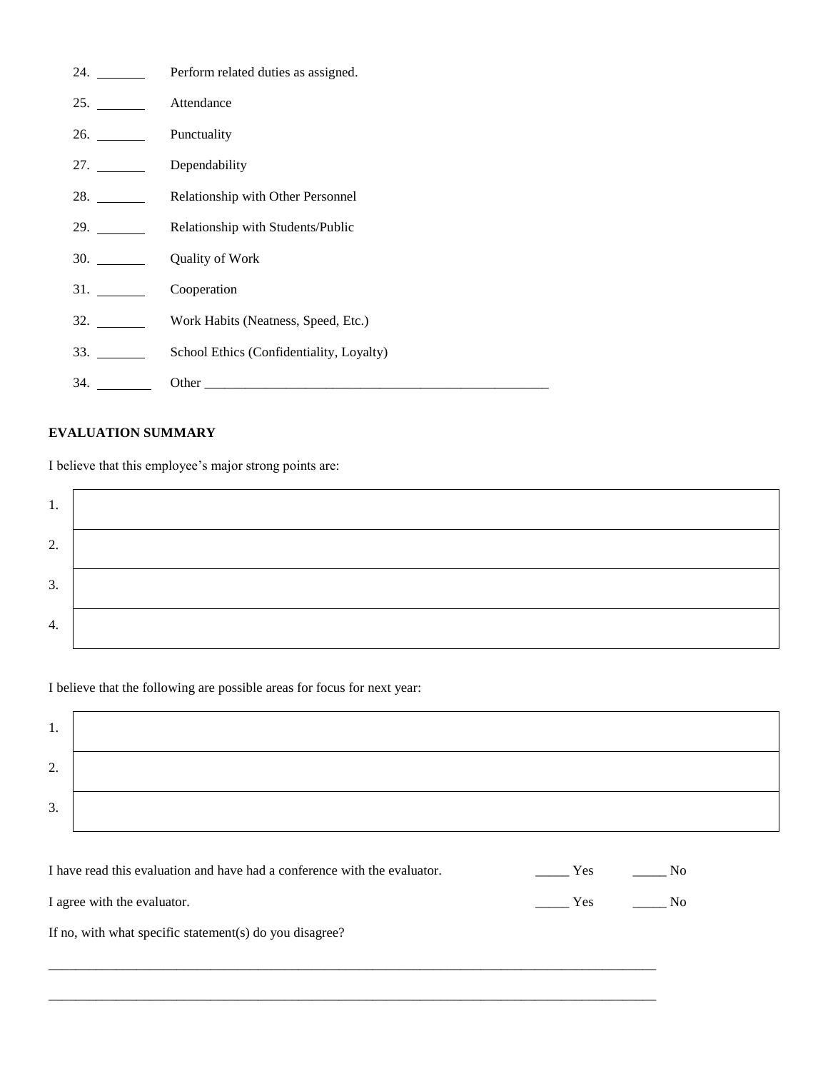24. _______ Perform related duties as assigned.

25. _______ Attendance

26. _______ Punctuality

27. _______ Dependability

28. _______ Relationship with Other Personnel

29. _______ Relationship with Students/Public

30. _______ Quality of Work

31. _______ Cooperation

32. _______ Work Habits (Neatness, Speed, Etc.)

33. _______ School Ethics (Confidentiality, Loyalty)

34. _______ Other ____________________________________________________

**EVALUATION SUMMARY**

I believe that this employee's major strong points are:

| | |
|---|---|
| 1. | |
| 2. | |
| 3. | |
| 4. | |

I believe that the following are possible areas for focus for next year:

| | |
|---|---|
| 1. | |
| 2. | |
| 3. | |

I have read this evaluation and have had a conference with the evaluator. _____ Yes _____ No

I agree with the evaluator. _____ Yes _____ No

If no, with what specific statement(s) do you disagree?

______________________________________________________________________________________

______________________________________________________________________________________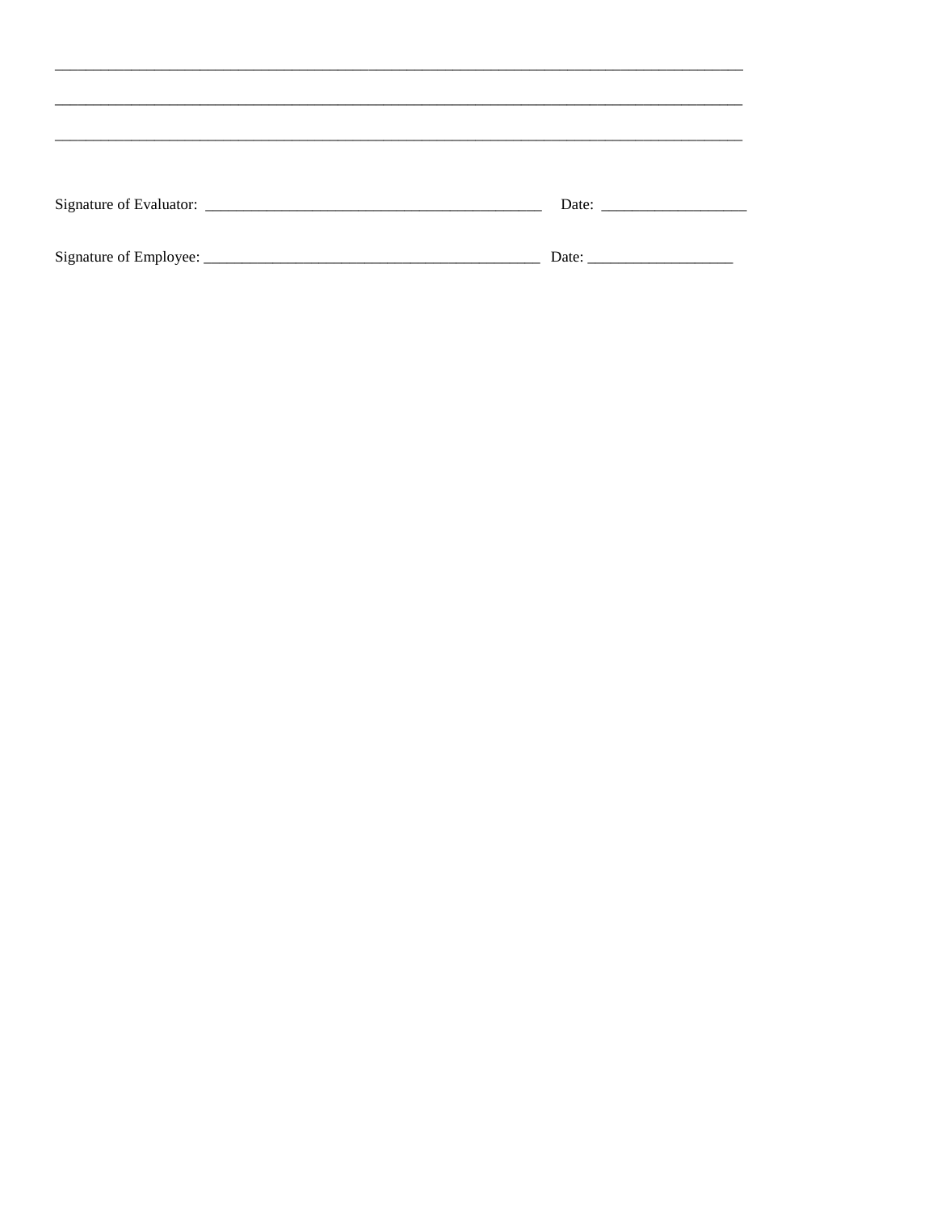______________________________________________________________________________________

______________________________________________________________________________________

______________________________________________________________________________________

Signature of Evaluator: _____________________________________________ Date: ___________________

Signature of Employee: _____________________________________________ Date: ___________________